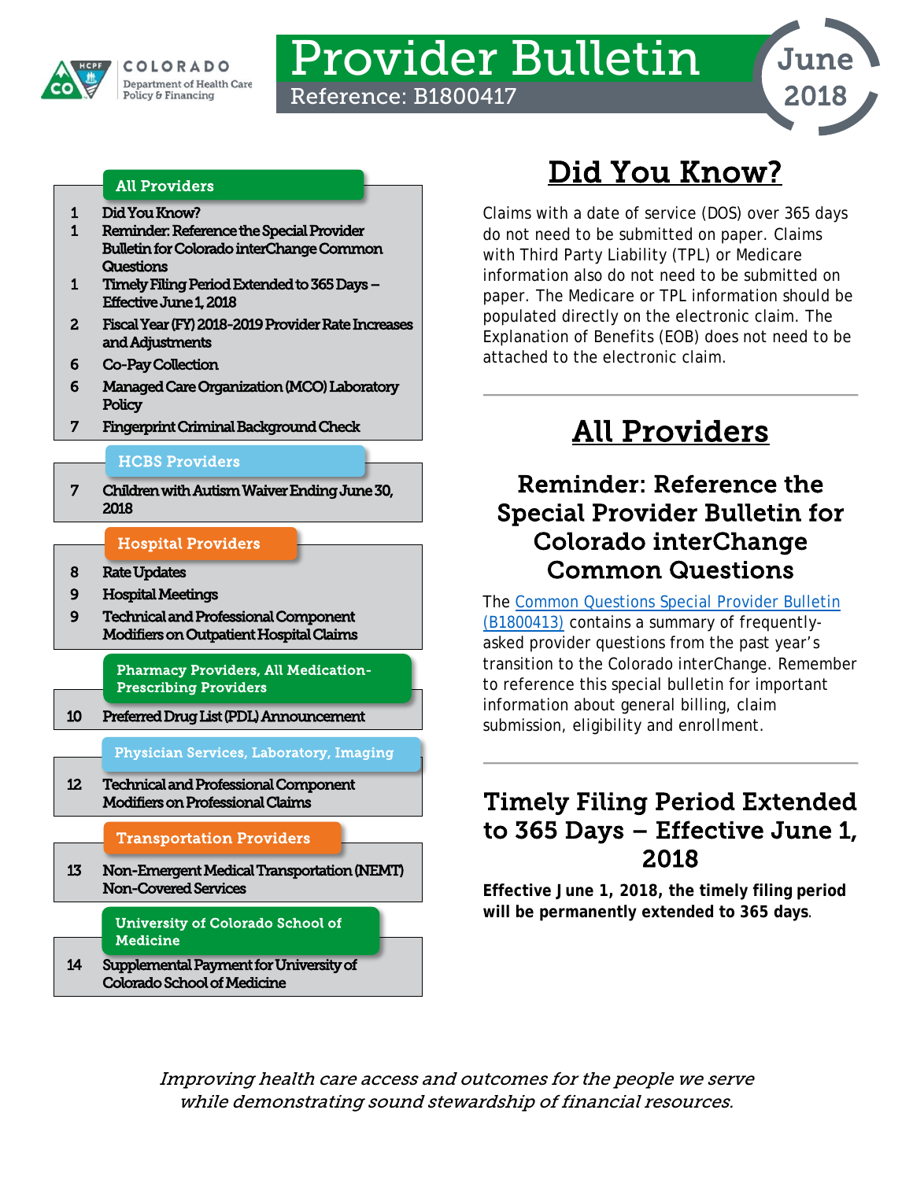# Provider Bulletin

Reference: B1800417

June 2018

COLORADO Department of Health Care Policy & Financing

**All Providers**

| Page | Topic |
|---|---|
| 1 | Did You Know? |
| 1 | Reminder: Reference the Special Provider Bulletin for Colorado interChange Common Questions |
| 1 | Timely Filing Period Extended to 365 Days – Effective June 1, 2018 |
| 2 | Fiscal Year (FY) 2018-2019 Provider Rate Increases and Adjustments |
| 6 | Co-Pay Collection |
| 6 | Managed Care Organization (MCO) Laboratory Policy |
| 7 | Fingerprint Criminal Background Check |

**HCBS Providers**

| Page | Topic |
|---|---|
| 7 | Children with Autism Waiver Ending June 30, 2018 |

**Hospital Providers**

| Page | Topic |
|---|---|
| 8 | Rate Updates |
| 9 | Hospital Meetings |
| 9 | Technical and Professional Component Modifiers on Outpatient Hospital Claims |

**Pharmacy Providers, All Medication-Prescribing Providers**

| Page | Topic |
|---|---|
| 10 | Preferred Drug List (PDL) Announcement |

**Physician Services, Laboratory, Imaging**

| Page | Topic |
|---|---|
| 12 | Technical and Professional Component Modifiers on Professional Claims |

**Transportation Providers**

| Page | Topic |
|---|---|
| 13 | Non-Emergent Medical Transportation (NEMT) Non-Covered Services |

**University of Colorado School of Medicine**

| Page | Topic |
|---|---|
| 14 | Supplemental Payment for University of Colorado School of Medicine |

## Did You Know?

Claims with a date of service (DOS) over 365 days do not need to be submitted on paper. Claims with Third Party Liability (TPL) or Medicare information also do not need to be submitted on paper. The Medicare or TPL information should be populated directly on the electronic claim. The Explanation of Benefits (EOB) does not need to be attached to the electronic claim.

## All Providers

### Reminder: Reference the Special Provider Bulletin for Colorado interChange Common Questions

The [Common Questions Special Provider Bulletin (B1800413)]() contains a summary of frequently-asked provider questions from the past year's transition to the Colorado interChange. Remember to reference this special bulletin for important information about general billing, claim submission, eligibility and enrollment.

### Timely Filing Period Extended to 365 Days – Effective June 1, 2018

**Effective June 1, 2018, the timely filing period will be permanently extended to 365 days**.

*Improving health care access and outcomes for the people we serve while demonstrating sound stewardship of financial resources.*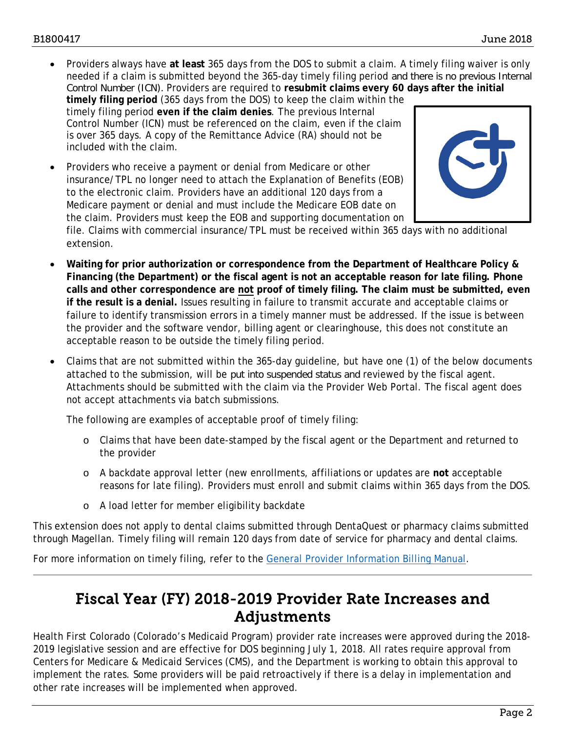- Providers always have **at least** 365 days from the DOS to submit a claim. A timely filing waiver is only needed if a claim is submitted beyond the 365-day timely filing period and there is no previous Internal Control Number (ICN). Providers are required to **resubmit claims every 60 days after the initial timely filing period** (365 days from the DOS) to keep the claim within the timely filing period **even if the claim denies**. The previous Internal Control Number (ICN) must be referenced on the claim, even if the claim is over 365 days. A copy of the Remittance Advice (RA) should not be included with the claim.
- Providers who receive a payment or denial from Medicare or other insurance/TPL no longer need to attach the Explanation of Benefits (EOB) to the electronic claim. Providers have an additional 120 days from a Medicare payment or denial and must include the Medicare EOB date on the claim. Providers must keep the EOB and supporting documentation on file. Claims with commercial insurance/TPL must be received within 365 days with no additional extension.
- **Waiting for prior authorization or correspondence from the Department of Healthcare Policy & Financing (the Department) or the fiscal agent is not an acceptable reason for late filing. Phone calls and other correspondence are <u>not</u> proof of timely filing. The claim must be submitted, even if the result is a denial.** Issues resulting in failure to transmit accurate and acceptable claims or failure to identify transmission errors in a timely manner must be addressed. If the issue is between the provider and the software vendor, billing agent or clearinghouse, this does not constitute an acceptable reason to be outside the timely filing period.
- Claims that are not submitted within the 365-day guideline, but have one (1) of the below documents attached to the submission, will be put into suspended status and reviewed by the fiscal agent. Attachments should be submitted with the claim via the Provider Web Portal. The fiscal agent does not accept attachments via batch submissions.

  The following are examples of acceptable proof of timely filing:

  - Claims that have been date-stamped by the fiscal agent or the Department and returned to the provider
  - A backdate approval letter (new enrollments, affiliations or updates are **not** acceptable reasons for late filing). Providers must enroll and submit claims within 365 days from the DOS.
  - A load letter for member eligibility backdate

This extension does not apply to dental claims submitted through DentaQuest or pharmacy claims submitted through Magellan. Timely filing will remain 120 days from date of service for pharmacy and dental claims.

For more information on timely filing, refer to the [General Provider Information Billing Manual](General Provider Information Billing Manual).

# Fiscal Year (FY) 2018-2019 Provider Rate Increases and Adjustments

Health First Colorado (Colorado's Medicaid Program) provider rate increases were approved during the 2018-2019 legislative session and are effective for DOS beginning July 1, 2018. All rates require approval from Centers for Medicare & Medicaid Services (CMS), and the Department is working to obtain this approval to implement the rates. Some providers will be paid retroactively if there is a delay in implementation and other rate increases will be implemented when approved.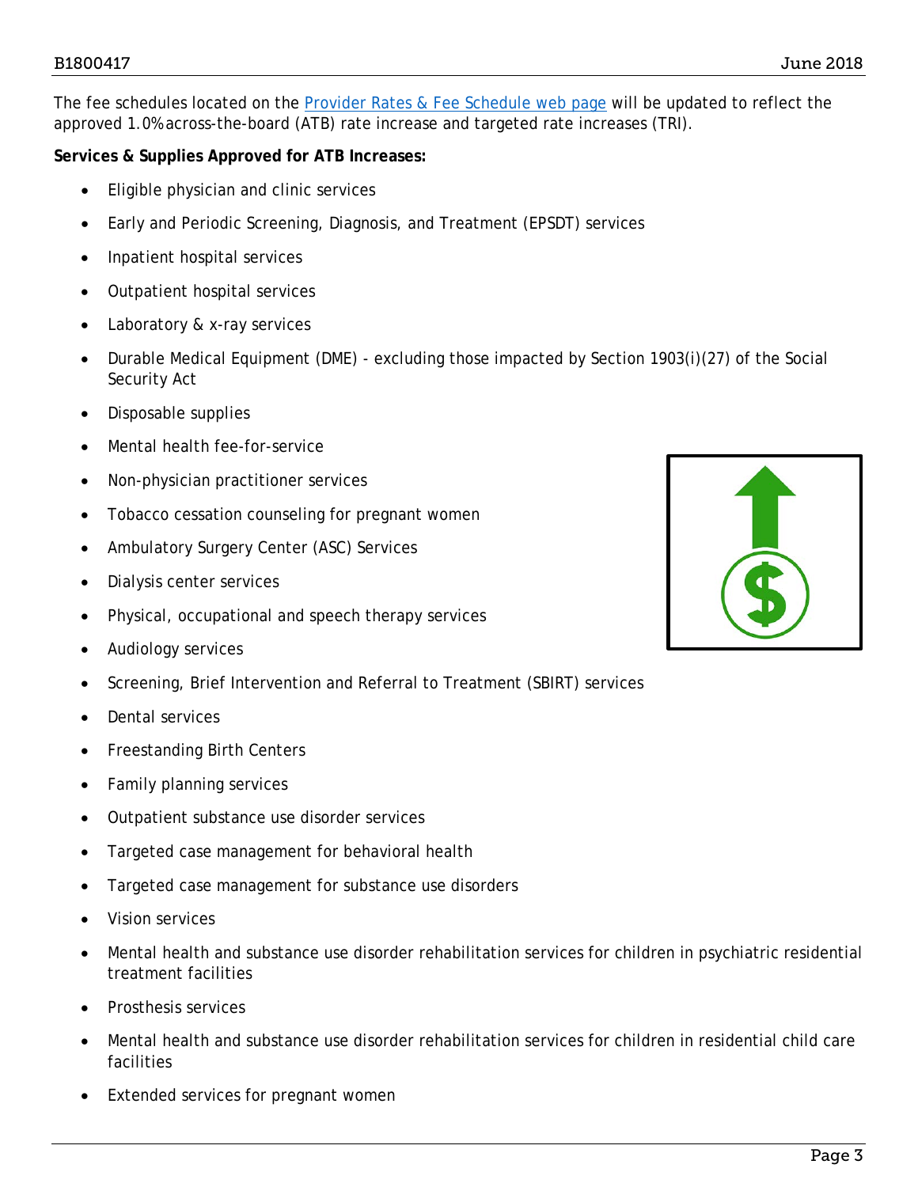The fee schedules located on the [Provider Rates & Fee Schedule web page](Provider Rates & Fee Schedule web page) will be updated to reflect the approved 1.0% across-the-board (ATB) rate increase and targeted rate increases (TRI).

**Services & Supplies Approved for ATB Increases:**

- Eligible physician and clinic services
- Early and Periodic Screening, Diagnosis, and Treatment (EPSDT) services
- Inpatient hospital services
- Outpatient hospital services
- Laboratory & x-ray services
- Durable Medical Equipment (DME) - excluding those impacted by Section 1903(i)(27) of the Social Security Act
- Disposable supplies
- Mental health fee-for-service
- Non-physician practitioner services
- Tobacco cessation counseling for pregnant women
- Ambulatory Surgery Center (ASC) Services
- Dialysis center services
- Physical, occupational and speech therapy services
- Audiology services
- Screening, Brief Intervention and Referral to Treatment (SBIRT) services
- Dental services
- Freestanding Birth Centers
- Family planning services
- Outpatient substance use disorder services
- Targeted case management for behavioral health
- Targeted case management for substance use disorders
- Vision services
- Mental health and substance use disorder rehabilitation services for children in psychiatric residential treatment facilities
- Prosthesis services
- Mental health and substance use disorder rehabilitation services for children in residential child care facilities
- Extended services for pregnant women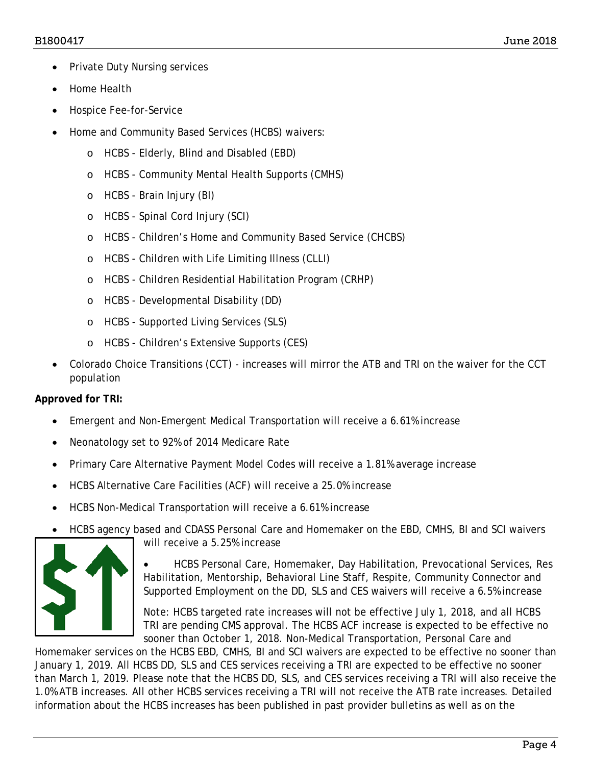- Private Duty Nursing services
- Home Health
- Hospice Fee-for-Service
- Home and Community Based Services (HCBS) waivers:
  - HCBS - Elderly, Blind and Disabled (EBD)
  - HCBS - Community Mental Health Supports (CMHS)
  - HCBS - Brain Injury (BI)
  - HCBS - Spinal Cord Injury (SCI)
  - HCBS - Children's Home and Community Based Service (CHCBS)
  - HCBS - Children with Life Limiting Illness (CLLI)
  - HCBS - Children Residential Habilitation Program (CRHP)
  - HCBS - Developmental Disability (DD)
  - HCBS - Supported Living Services (SLS)
  - HCBS - Children's Extensive Supports (CES)
- Colorado Choice Transitions (CCT) - increases will mirror the ATB and TRI on the waiver for the CCT population

**Approved for TRI:**

- Emergent and Non-Emergent Medical Transportation will receive a 6.61% increase
- Neonatology set to 92% of 2014 Medicare Rate
- Primary Care Alternative Payment Model Codes will receive a 1.81% average increase
- HCBS Alternative Care Facilities (ACF) will receive a 25.0% increase
- HCBS Non-Medical Transportation will receive a 6.61% increase
- HCBS agency based and CDASS Personal Care and Homemaker on the EBD, CMHS, BI and SCI waivers will receive a 5.25% increase
- HCBS Personal Care, Homemaker, Day Habilitation, Prevocational Services, Res Habilitation, Mentorship, Behavioral Line Staff, Respite, Community Connector and Supported Employment on the DD, SLS and CES waivers will receive a 6.5% increase

Note: HCBS targeted rate increases will not be effective July 1, 2018, and all HCBS TRI are pending CMS approval. The HCBS ACF increase is expected to be effective no sooner than October 1, 2018. Non-Medical Transportation, Personal Care and Homemaker services on the HCBS EBD, CMHS, BI and SCI waivers are expected to be effective no sooner than January 1, 2019. All HCBS DD, SLS and CES services receiving a TRI are expected to be effective no sooner than March 1, 2019. Please note that the HCBS DD, SLS, and CES services receiving a TRI will also receive the 1.0% ATB increases. All other HCBS services receiving a TRI will not receive the ATB rate increases. Detailed information about the HCBS increases has been published in past provider bulletins as well as on the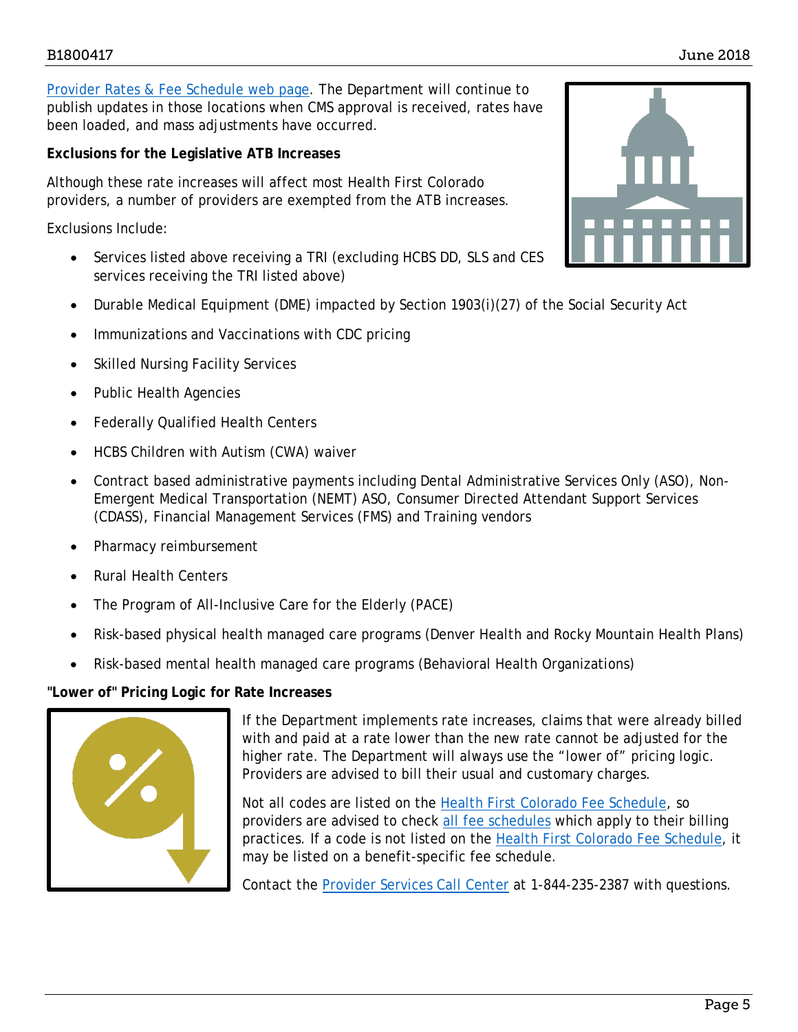Provider Rates & Fee Schedule web page. The Department will continue to publish updates in those locations when CMS approval is received, rates have been loaded, and mass adjustments have occurred.

**Exclusions for the Legislative ATB Increases**

Although these rate increases will affect most Health First Colorado providers, a number of providers are exempted from the ATB increases.

Exclusions Include:

- Services listed above receiving a TRI (excluding HCBS DD, SLS and CES services receiving the TRI listed above)
- Durable Medical Equipment (DME) impacted by Section 1903(i)(27) of the Social Security Act
- Immunizations and Vaccinations with CDC pricing
- Skilled Nursing Facility Services
- Public Health Agencies
- Federally Qualified Health Centers
- HCBS Children with Autism (CWA) waiver
- Contract based administrative payments including Dental Administrative Services Only (ASO), Non-Emergent Medical Transportation (NEMT) ASO, Consumer Directed Attendant Support Services (CDASS), Financial Management Services (FMS) and Training vendors
- Pharmacy reimbursement
- Rural Health Centers
- The Program of All-Inclusive Care for the Elderly (PACE)
- Risk-based physical health managed care programs (Denver Health and Rocky Mountain Health Plans)
- Risk-based mental health managed care programs (Behavioral Health Organizations)

**"Lower of" Pricing Logic for Rate Increases**

If the Department implements rate increases, claims that were already billed with and paid at a rate lower than the new rate cannot be adjusted for the higher rate. The Department will always use the "lower of" pricing logic. Providers are advised to bill their usual and customary charges.

Not all codes are listed on the Health First Colorado Fee Schedule, so providers are advised to check all fee schedules which apply to their billing practices. If a code is not listed on the Health First Colorado Fee Schedule, it may be listed on a benefit-specific fee schedule.

Contact the Provider Services Call Center at 1-844-235-2387 with questions.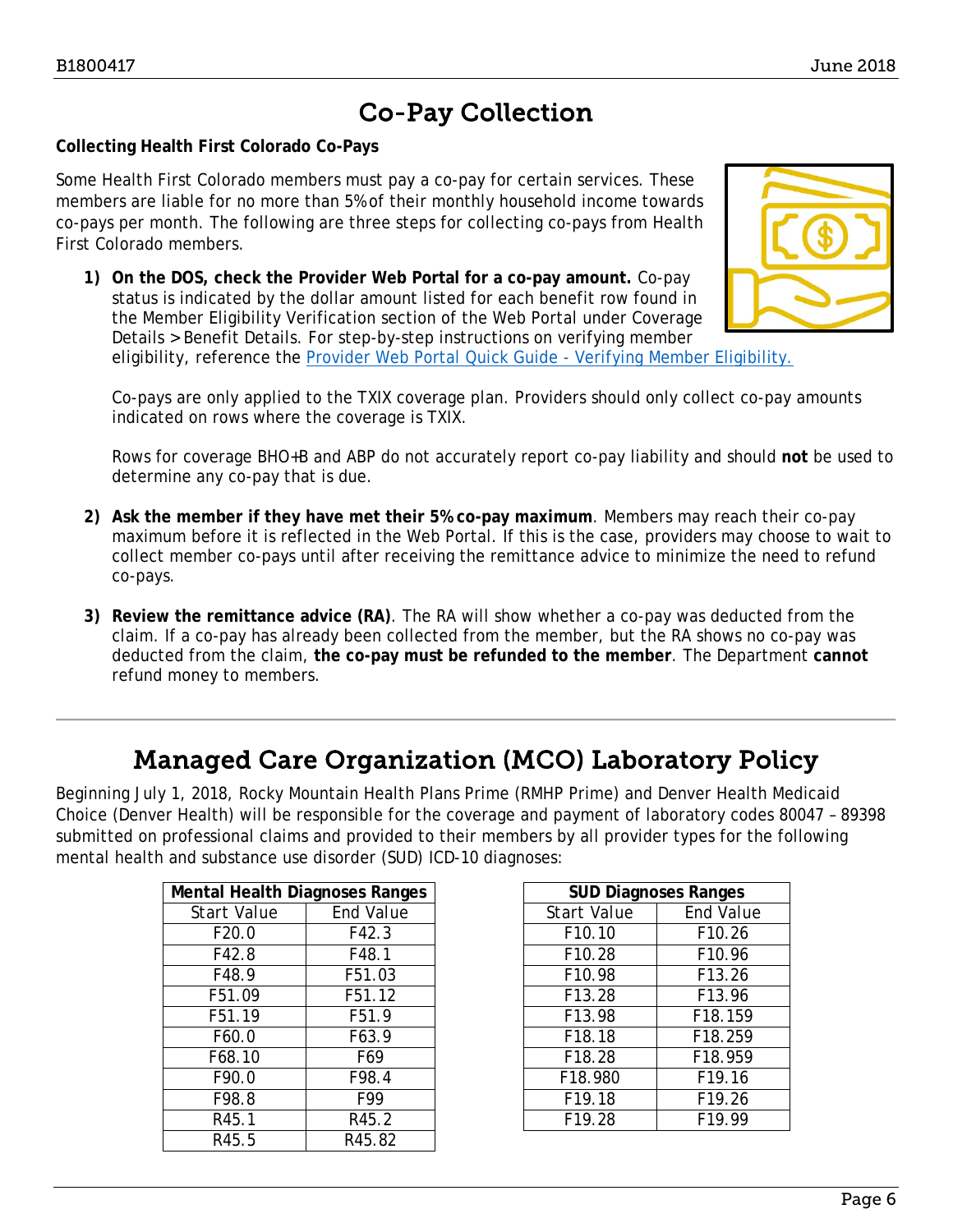# Co-Pay Collection

**Collecting Health First Colorado Co-Pays**

Some Health First Colorado members must pay a co-pay for certain services. These members are liable for no more than 5% of their monthly household income towards co-pays per month. The following are three steps for collecting co-pays from Health First Colorado members.

1) **On the DOS, check the Provider Web Portal for a co-pay amount.** Co-pay status is indicated by the dollar amount listed for each benefit row found in the Member Eligibility Verification section of the Web Portal under Coverage Details > Benefit Details. For step-by-step instructions on verifying member eligibility, reference the [Provider Web Portal Quick Guide - Verifying Member Eligibility.]()

   Co-pays are only applied to the TXIX coverage plan. Providers should only collect co-pay amounts indicated on rows where the coverage is TXIX.

   Rows for coverage BHO+B and ABP do not accurately report co-pay liability and should **not** be used to determine any co-pay that is due.

2) **Ask the member if they have met their 5% co-pay maximum**. Members may reach their co-pay maximum before it is reflected in the Web Portal. If this is the case, providers may choose to wait to collect member co-pays until after receiving the remittance advice to minimize the need to refund co-pays.

3) **Review the remittance advice (RA)**. The RA will show whether a co-pay was deducted from the claim. If a co-pay has already been collected from the member, but the RA shows no co-pay was deducted from the claim, **the co-pay must be refunded to the member**. The Department **cannot** refund money to members.

# Managed Care Organization (MCO) Laboratory Policy

Beginning July 1, 2018, Rocky Mountain Health Plans Prime (RMHP Prime) and Denver Health Medicaid Choice (Denver Health) will be responsible for the coverage and payment of laboratory codes 80047 – 89398 submitted on professional claims and provided to their members by all provider types for the following mental health and substance use disorder (SUD) ICD-10 diagnoses:

| Mental Health Diagnoses Ranges | |
|---|---|
| Start Value | End Value |
| F20.0 | F42.3 |
| F42.8 | F48.1 |
| F48.9 | F51.03 |
| F51.09 | F51.12 |
| F51.19 | F51.9 |
| F60.0 | F63.9 |
| F68.10 | F69 |
| F90.0 | F98.4 |
| F98.8 | F99 |
| R45.1 | R45.2 |
| R45.5 | R45.82 |

| SUD Diagnoses Ranges | |
|---|---|
| Start Value | End Value |
| F10.10 | F10.26 |
| F10.28 | F10.96 |
| F10.98 | F13.26 |
| F13.28 | F13.96 |
| F13.98 | F18.159 |
| F18.18 | F18.259 |
| F18.28 | F18.959 |
| F18.980 | F19.16 |
| F19.18 | F19.26 |
| F19.28 | F19.99 |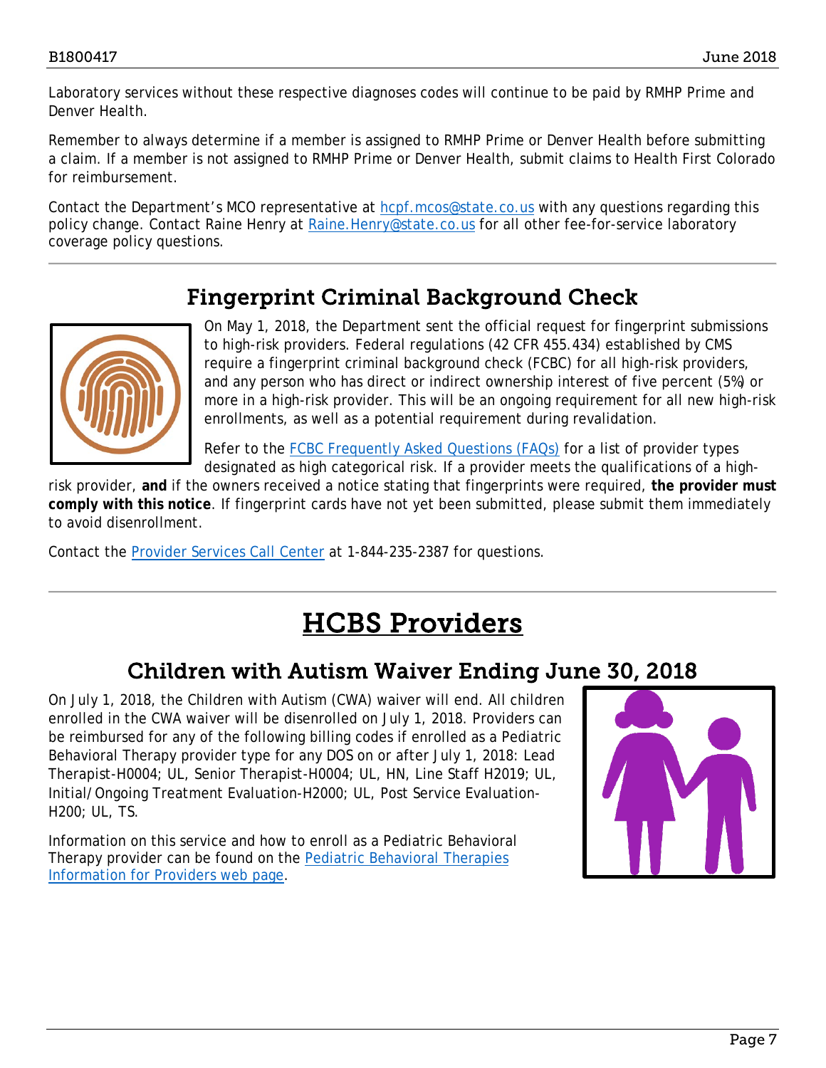Laboratory services without these respective diagnoses codes will continue to be paid by RMHP Prime and Denver Health.

Remember to always determine if a member is assigned to RMHP Prime or Denver Health before submitting a claim. If a member is not assigned to RMHP Prime or Denver Health, submit claims to Health First Colorado for reimbursement.

Contact the Department's MCO representative at hcpf.mcos@state.co.us with any questions regarding this policy change. Contact Raine Henry at Raine.Henry@state.co.us for all other fee-for-service laboratory coverage policy questions.

## Fingerprint Criminal Background Check

On May 1, 2018, the Department sent the official request for fingerprint submissions to high-risk providers. Federal regulations (42 CFR 455.434) established by CMS require a fingerprint criminal background check (FCBC) for all high-risk providers, and any person who has direct or indirect ownership interest of five percent (5%) or more in a high-risk provider. This will be an ongoing requirement for all new high-risk enrollments, as well as a potential requirement during revalidation.

Refer to the FCBC Frequently Asked Questions (FAQs) for a list of provider types designated as high categorical risk. If a provider meets the qualifications of a high-risk provider, **and** if the owners received a notice stating that fingerprints were required, **the provider must comply with this notice**. If fingerprint cards have not yet been submitted, please submit them immediately to avoid disenrollment.

Contact the Provider Services Call Center at 1-844-235-2387 for questions.

# HCBS Providers

## Children with Autism Waiver Ending June 30, 2018

On July 1, 2018, the Children with Autism (CWA) waiver will end. All children enrolled in the CWA waiver will be disenrolled on July 1, 2018. Providers can be reimbursed for any of the following billing codes if enrolled as a Pediatric Behavioral Therapy provider type for any DOS on or after July 1, 2018: Lead Therapist-H0004; UL, Senior Therapist-H0004; UL, HN, Line Staff H2019; UL, Initial/Ongoing Treatment Evaluation-H2000; UL, Post Service Evaluation-H200; UL, TS.

Information on this service and how to enroll as a Pediatric Behavioral Therapy provider can be found on the Pediatric Behavioral Therapies Information for Providers web page.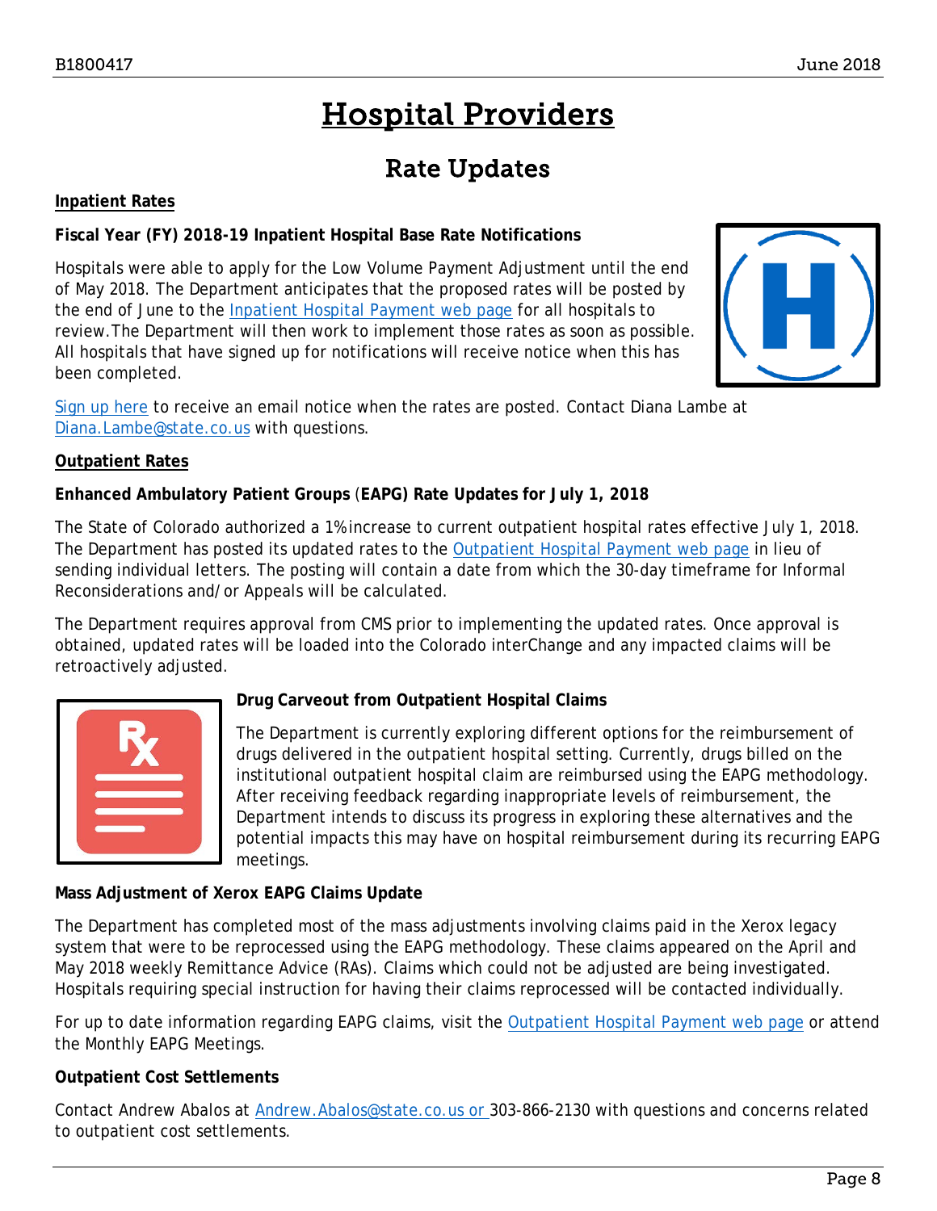// Hospital Providers

## Rate Updates

**Inpatient Rates**

**Fiscal Year (FY) 2018-19 Inpatient Hospital Base Rate Notifications**

Hospitals were able to apply for the Low Volume Payment Adjustment until the end of May 2018. The Department anticipates that the proposed rates will be posted by the end of June to the Inpatient Hospital Payment web page for all hospitals to review.The Department will then work to implement those rates as soon as possible. All hospitals that have signed up for notifications will receive notice when this has been completed.

Sign up here to receive an email notice when the rates are posted. Contact Diana Lambe at Diana.Lambe@state.co.us with questions.

**Outpatient Rates**

**Enhanced Ambulatory Patient Groups (EAPG) Rate Updates for July 1, 2018**

The State of Colorado authorized a 1% increase to current outpatient hospital rates effective July 1, 2018. The Department has posted its updated rates to the Outpatient Hospital Payment web page in lieu of sending individual letters. The posting will contain a date from which the 30-day timeframe for Informal Reconsiderations and/or Appeals will be calculated.

The Department requires approval from CMS prior to implementing the updated rates. Once approval is obtained, updated rates will be loaded into the Colorado interChange and any impacted claims will be retroactively adjusted.

**Drug Carveout from Outpatient Hospital Claims**

The Department is currently exploring different options for the reimbursement of drugs delivered in the outpatient hospital setting. Currently, drugs billed on the institutional outpatient hospital claim are reimbursed using the EAPG methodology. After receiving feedback regarding inappropriate levels of reimbursement, the Department intends to discuss its progress in exploring these alternatives and the potential impacts this may have on hospital reimbursement during its recurring EAPG meetings.

**Mass Adjustment of Xerox EAPG Claims Update**

The Department has completed most of the mass adjustments involving claims paid in the Xerox legacy system that were to be reprocessed using the EAPG methodology. These claims appeared on the April and May 2018 weekly Remittance Advice (RAs). Claims which could not be adjusted are being investigated. Hospitals requiring special instruction for having their claims reprocessed will be contacted individually.

For up to date information regarding EAPG claims, visit the Outpatient Hospital Payment web page or attend the Monthly EAPG Meetings.

**Outpatient Cost Settlements**

Contact Andrew Abalos at Andrew.Abalos@state.co.us or 303-866-2130 with questions and concerns related to outpatient cost settlements.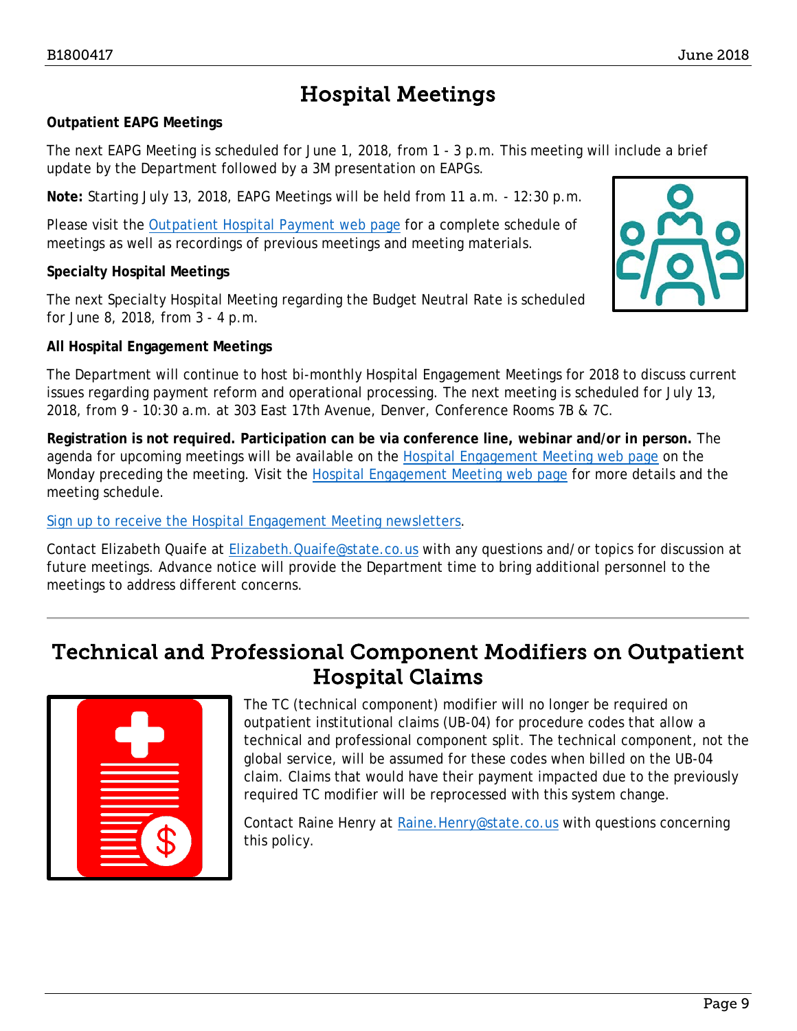# Hospital Meetings

**Outpatient EAPG Meetings**

The next EAPG Meeting is scheduled for June 1, 2018, from 1 - 3 p.m. This meeting will include a brief update by the Department followed by a 3M presentation on EAPGs.

**Note:** Starting July 13, 2018, EAPG Meetings will be held from 11 a.m. - 12:30 p.m.

Please visit the Outpatient Hospital Payment web page for a complete schedule of meetings as well as recordings of previous meetings and meeting materials.

**Specialty Hospital Meetings**

The next Specialty Hospital Meeting regarding the Budget Neutral Rate is scheduled for June 8, 2018, from 3 - 4 p.m.

**All Hospital Engagement Meetings**

The Department will continue to host bi-monthly Hospital Engagement Meetings for 2018 to discuss current issues regarding payment reform and operational processing. The next meeting is scheduled for July 13, 2018, from 9 - 10:30 a.m. at 303 East 17th Avenue, Denver, Conference Rooms 7B & 7C.

**Registration is not required. Participation can be via conference line, webinar and/or in person.** The agenda for upcoming meetings will be available on the Hospital Engagement Meeting web page on the Monday preceding the meeting. Visit the Hospital Engagement Meeting web page for more details and the meeting schedule.

Sign up to receive the Hospital Engagement Meeting newsletters.

Contact Elizabeth Quaife at Elizabeth.Quaife@state.co.us with any questions and/or topics for discussion at future meetings. Advance notice will provide the Department time to bring additional personnel to the meetings to address different concerns.

---

# Technical and Professional Component Modifiers on Outpatient Hospital Claims

The TC (technical component) modifier will no longer be required on outpatient institutional claims (UB-04) for procedure codes that allow a technical and professional component split. The technical component, not the global service, will be assumed for these codes when billed on the UB-04 claim. Claims that would have their payment impacted due to the previously required TC modifier will be reprocessed with this system change.

Contact Raine Henry at Raine.Henry@state.co.us with questions concerning this policy.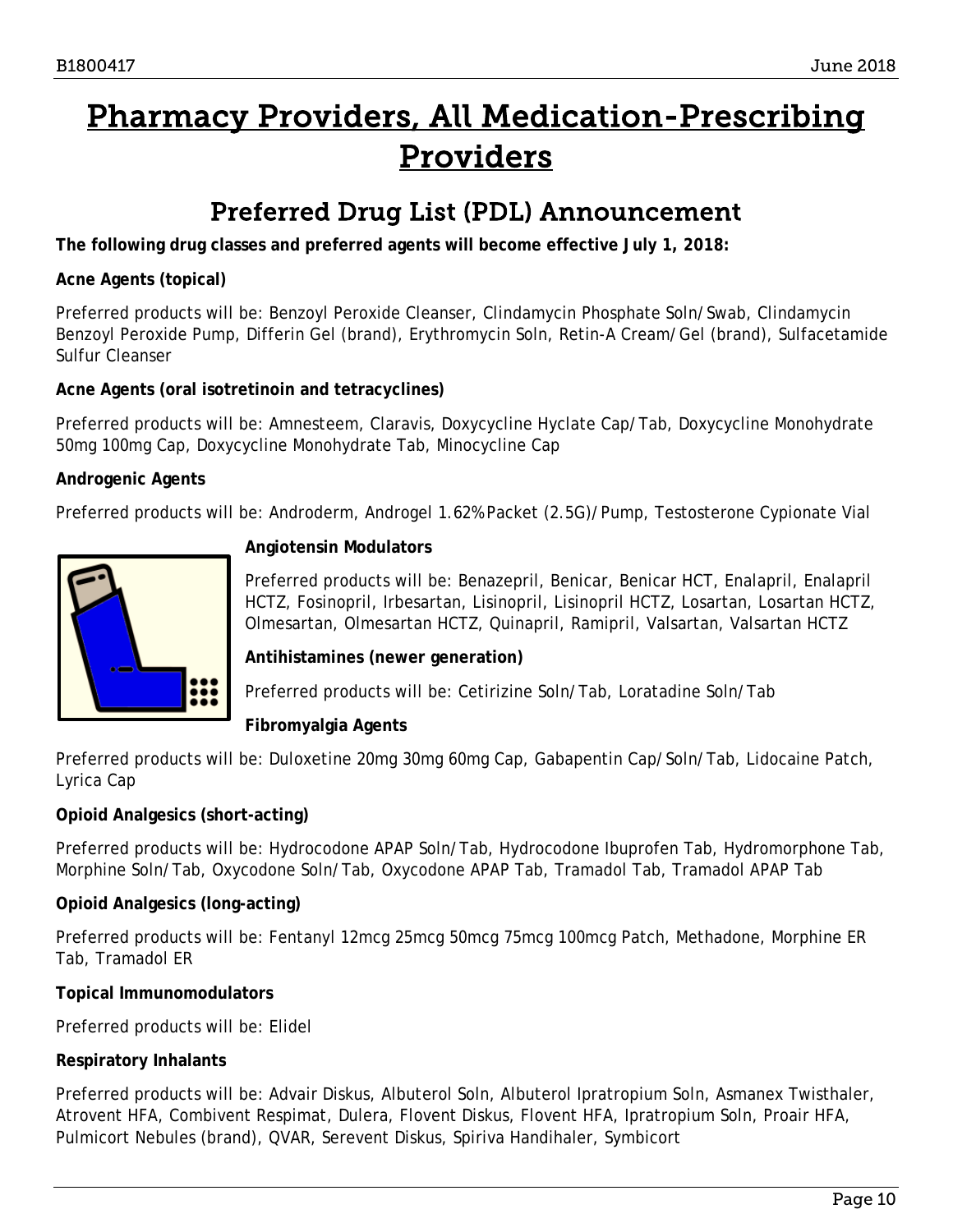# Pharmacy Providers, All Medication-Prescribing Providers

## Preferred Drug List (PDL) Announcement

**The following drug classes and preferred agents will become effective July 1, 2018:**

**Acne Agents (topical)**

Preferred products will be: Benzoyl Peroxide Cleanser, Clindamycin Phosphate Soln/Swab, Clindamycin Benzoyl Peroxide Pump, Differin Gel (brand), Erythromycin Soln, Retin-A Cream/Gel (brand), Sulfacetamide Sulfur Cleanser

**Acne Agents (oral isotretinoin and tetracyclines)**

Preferred products will be: Amnesteem, Claravis, Doxycycline Hyclate Cap/Tab, Doxycycline Monohydrate 50mg 100mg Cap, Doxycycline Monohydrate Tab, Minocycline Cap

**Androgenic Agents**

Preferred products will be: Androderm, Androgel 1.62% Packet (2.5G)/Pump, Testosterone Cypionate Vial

**Angiotensin Modulators**

Preferred products will be: Benazepril, Benicar, Benicar HCT, Enalapril, Enalapril HCTZ, Fosinopril, Irbesartan, Lisinopril, Lisinopril HCTZ, Losartan, Losartan HCTZ, Olmesartan, Olmesartan HCTZ, Quinapril, Ramipril, Valsartan, Valsartan HCTZ

**Antihistamines (newer generation)**

Preferred products will be: Cetirizine Soln/Tab, Loratadine Soln/Tab

**Fibromyalgia Agents**

Preferred products will be: Duloxetine 20mg 30mg 60mg Cap, Gabapentin Cap/Soln/Tab, Lidocaine Patch, Lyrica Cap

**Opioid Analgesics (short-acting)**

Preferred products will be: Hydrocodone APAP Soln/Tab, Hydrocodone Ibuprofen Tab, Hydromorphone Tab, Morphine Soln/Tab, Oxycodone Soln/Tab, Oxycodone APAP Tab, Tramadol Tab, Tramadol APAP Tab

**Opioid Analgesics (long-acting)**

Preferred products will be: Fentanyl 12mcg 25mcg 50mcg 75mcg 100mcg Patch, Methadone, Morphine ER Tab, Tramadol ER

**Topical Immunomodulators**

Preferred products will be: Elidel

**Respiratory Inhalants**

Preferred products will be: Advair Diskus, Albuterol Soln, Albuterol Ipratropium Soln, Asmanex Twisthaler, Atrovent HFA, Combivent Respimat, Dulera, Flovent Diskus, Flovent HFA, Ipratropium Soln, Proair HFA, Pulmicort Nebules (brand), QVAR, Serevent Diskus, Spiriva Handihaler, Symbicort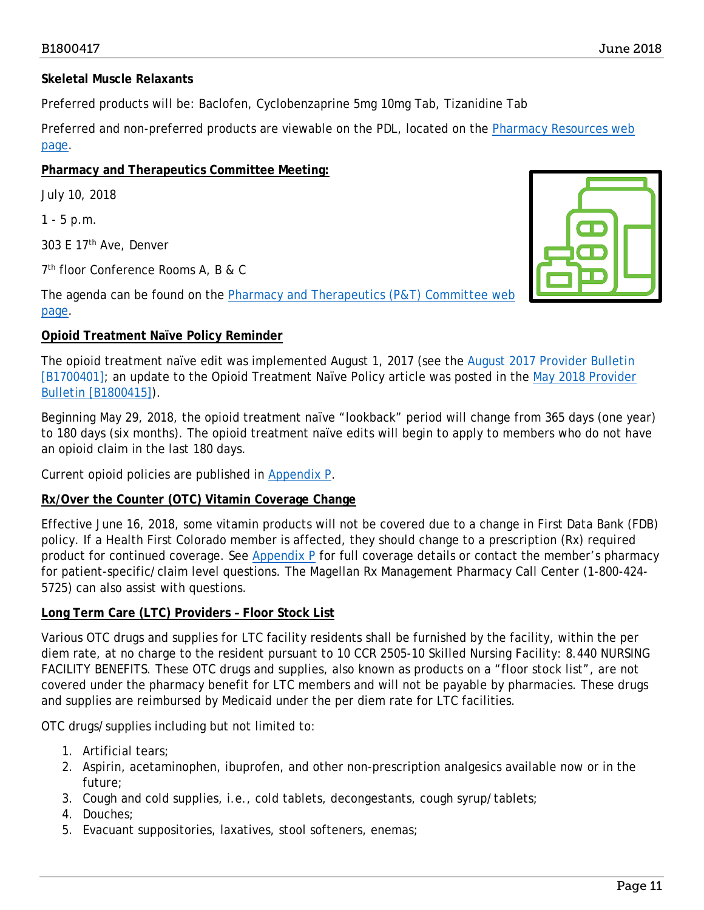**Skeletal Muscle Relaxants**

Preferred products will be: Baclofen, Cyclobenzaprine 5mg 10mg Tab, Tizanidine Tab

Preferred and non-preferred products are viewable on the PDL, located on the Pharmacy Resources web page.

**Pharmacy and Therapeutics Committee Meeting:**

July 10, 2018

1 - 5 p.m.

303 E 17th Ave, Denver

7th floor Conference Rooms A, B & C

The agenda can be found on the Pharmacy and Therapeutics (P&T) Committee web page.

**Opioid Treatment Naïve Policy Reminder**

The opioid treatment naïve edit was implemented August 1, 2017 (see the August 2017 Provider Bulletin [B1700401]; an update to the Opioid Treatment Naïve Policy article was posted in the May 2018 Provider Bulletin [B1800415]).

Beginning May 29, 2018, the opioid treatment naïve "lookback" period will change from 365 days (one year) to 180 days (six months). The opioid treatment naïve edits will begin to apply to members who do not have an opioid claim in the last 180 days.

Current opioid policies are published in Appendix P.

**Rx/Over the Counter (OTC) Vitamin Coverage Change**

Effective June 16, 2018, some vitamin products will not be covered due to a change in First Data Bank (FDB) policy. If a Health First Colorado member is affected, they should change to a prescription (Rx) required product for continued coverage. See Appendix P for full coverage details or contact the member's pharmacy for patient-specific/claim level questions. The Magellan Rx Management Pharmacy Call Center (1-800-424-5725) can also assist with questions.

**Long Term Care (LTC) Providers – Floor Stock List**

Various OTC drugs and supplies for LTC facility residents shall be furnished by the facility, within the per diem rate, at no charge to the resident pursuant to 10 CCR 2505-10 Skilled Nursing Facility: 8.440 NURSING FACILITY BENEFITS. These OTC drugs and supplies, also known as products on a "floor stock list", are not covered under the pharmacy benefit for LTC members and will not be payable by pharmacies. These drugs and supplies are reimbursed by Medicaid under the per diem rate for LTC facilities.

OTC drugs/supplies including but not limited to:

1. Artificial tears;
2. Aspirin, acetaminophen, ibuprofen, and other non-prescription analgesics available now or in the future;
3. Cough and cold supplies, i.e., cold tablets, decongestants, cough syrup/tablets;
4. Douches;
5. Evacuant suppositories, laxatives, stool softeners, enemas;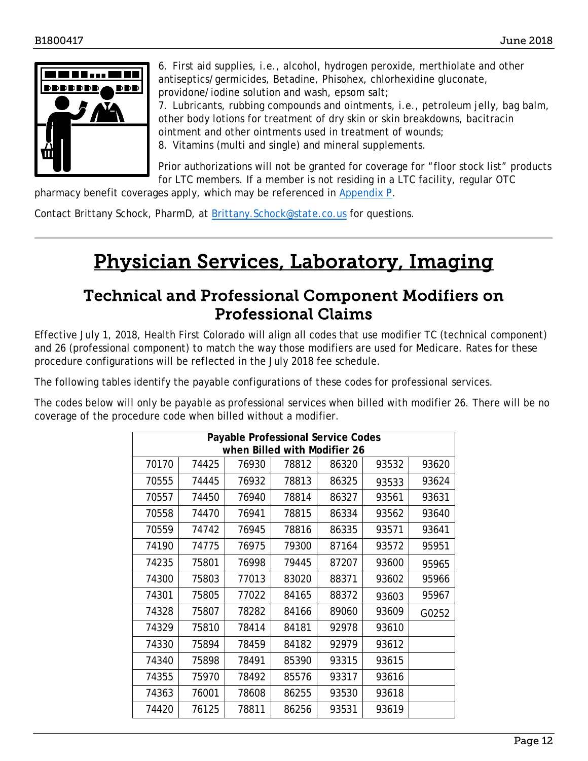6. First aid supplies, i.e., alcohol, hydrogen peroxide, merthiolate and other antiseptics/germicides, Betadine, Phisohex, chlorhexidine gluconate, providone/iodine solution and wash, epsom salt;
7. Lubricants, rubbing compounds and ointments, i.e., petroleum jelly, bag balm, other body lotions for treatment of dry skin or skin breakdowns, bacitracin ointment and other ointments used in treatment of wounds;
8. Vitamins (multi and single) and mineral supplements.

Prior authorizations will not be granted for coverage for "floor stock list" products for LTC members. If a member is not residing in a LTC facility, regular OTC pharmacy benefit coverages apply, which may be referenced in [Appendix P](Appendix P).

Contact Brittany Schock, PharmD, at [Brittany.Schock@state.co.us](mailto:Brittany.Schock@state.co.us) for questions.

# Physician Services, Laboratory, Imaging

## Technical and Professional Component Modifiers on Professional Claims

Effective July 1, 2018, Health First Colorado will align all codes that use modifier TC (technical component) and 26 (professional component) to match the way those modifiers are used for Medicare. Rates for these procedure configurations will be reflected in the July 2018 fee schedule.

The following tables identify the payable configurations of these codes for professional services.

The codes below will only be payable as professional services when billed with modifier 26. There will be no coverage of the procedure code when billed without a modifier.

| Payable Professional Service Codes when Billed with Modifier 26 | | | | | | |
|---|---|---|---|---|---|---|
| 70170 | 74425 | 76930 | 78812 | 86320 | 93532 | 93620 |
| 70555 | 74445 | 76932 | 78813 | 86325 | 93533 | 93624 |
| 70557 | 74450 | 76940 | 78814 | 86327 | 93561 | 93631 |
| 70558 | 74470 | 76941 | 78815 | 86334 | 93562 | 93640 |
| 70559 | 74742 | 76945 | 78816 | 86335 | 93571 | 93641 |
| 74190 | 74775 | 76975 | 79300 | 87164 | 93572 | 95951 |
| 74235 | 75801 | 76998 | 79445 | 87207 | 93600 | 95965 |
| 74300 | 75803 | 77013 | 83020 | 88371 | 93602 | 95966 |
| 74301 | 75805 | 77022 | 84165 | 88372 | 93603 | 95967 |
| 74328 | 75807 | 78282 | 84166 | 89060 | 93609 | G0252 |
| 74329 | 75810 | 78414 | 84181 | 92978 | 93610 | |
| 74330 | 75894 | 78459 | 84182 | 92979 | 93612 | |
| 74340 | 75898 | 78491 | 85390 | 93315 | 93615 | |
| 74355 | 75970 | 78492 | 85576 | 93317 | 93616 | |
| 74363 | 76001 | 78608 | 86255 | 93530 | 93618 | |
| 74420 | 76125 | 78811 | 86256 | 93531 | 93619 | |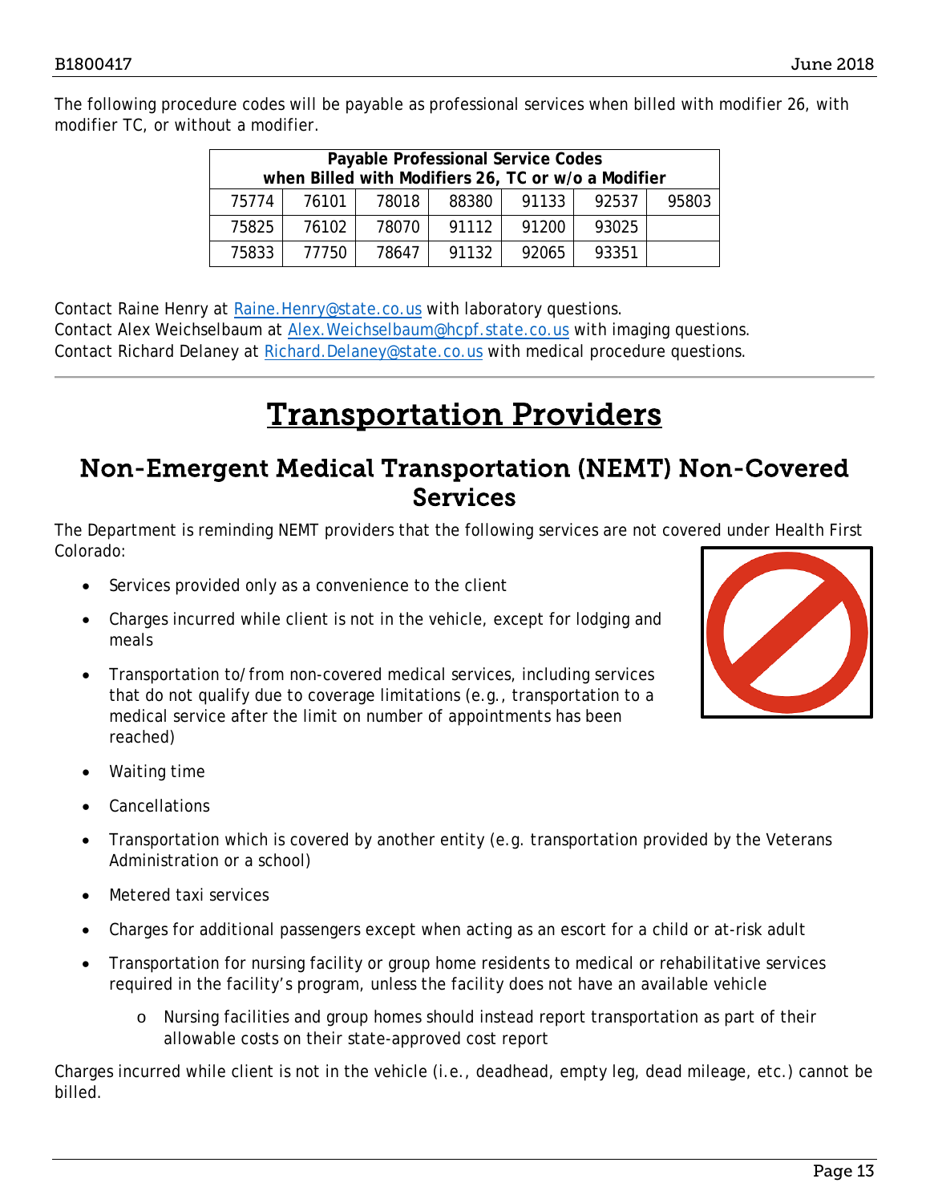The following procedure codes will be payable as professional services when billed with modifier 26, with modifier TC, or without a modifier.

| Payable Professional Service Codes when Billed with Modifiers 26, TC or w/o a Modifier | | | | | | |
|---|---|---|---|---|---|---|
| 75774 | 76101 | 78018 | 88380 | 91133 | 92537 | 95803 |
| 75825 | 76102 | 78070 | 91112 | 91200 | 93025 | |
| 75833 | 77750 | 78647 | 91132 | 92065 | 93351 | |

Contact Raine Henry at Raine.Henry@state.co.us with laboratory questions.
Contact Alex Weichselbaum at Alex.Weichselbaum@hcpf.state.co.us with imaging questions.
Contact Richard Delaney at Richard.Delaney@state.co.us with medical procedure questions.

# Transportation Providers

## Non-Emergent Medical Transportation (NEMT) Non-Covered Services

The Department is reminding NEMT providers that the following services are not covered under Health First Colorado:

- Services provided only as a convenience to the client
- Charges incurred while client is not in the vehicle, except for lodging and meals
- Transportation to/from non-covered medical services, including services that do not qualify due to coverage limitations (e.g., transportation to a medical service after the limit on number of appointments has been reached)
- Waiting time
- Cancellations
- Transportation which is covered by another entity (e.g. transportation provided by the Veterans Administration or a school)
- Metered taxi services
- Charges for additional passengers except when acting as an escort for a child or at-risk adult
- Transportation for nursing facility or group home residents to medical or rehabilitative services required in the facility's program, unless the facility does not have an available vehicle
  - Nursing facilities and group homes should instead report transportation as part of their allowable costs on their state-approved cost report

Charges incurred while client is not in the vehicle (i.e., deadhead, empty leg, dead mileage, etc.) cannot be billed.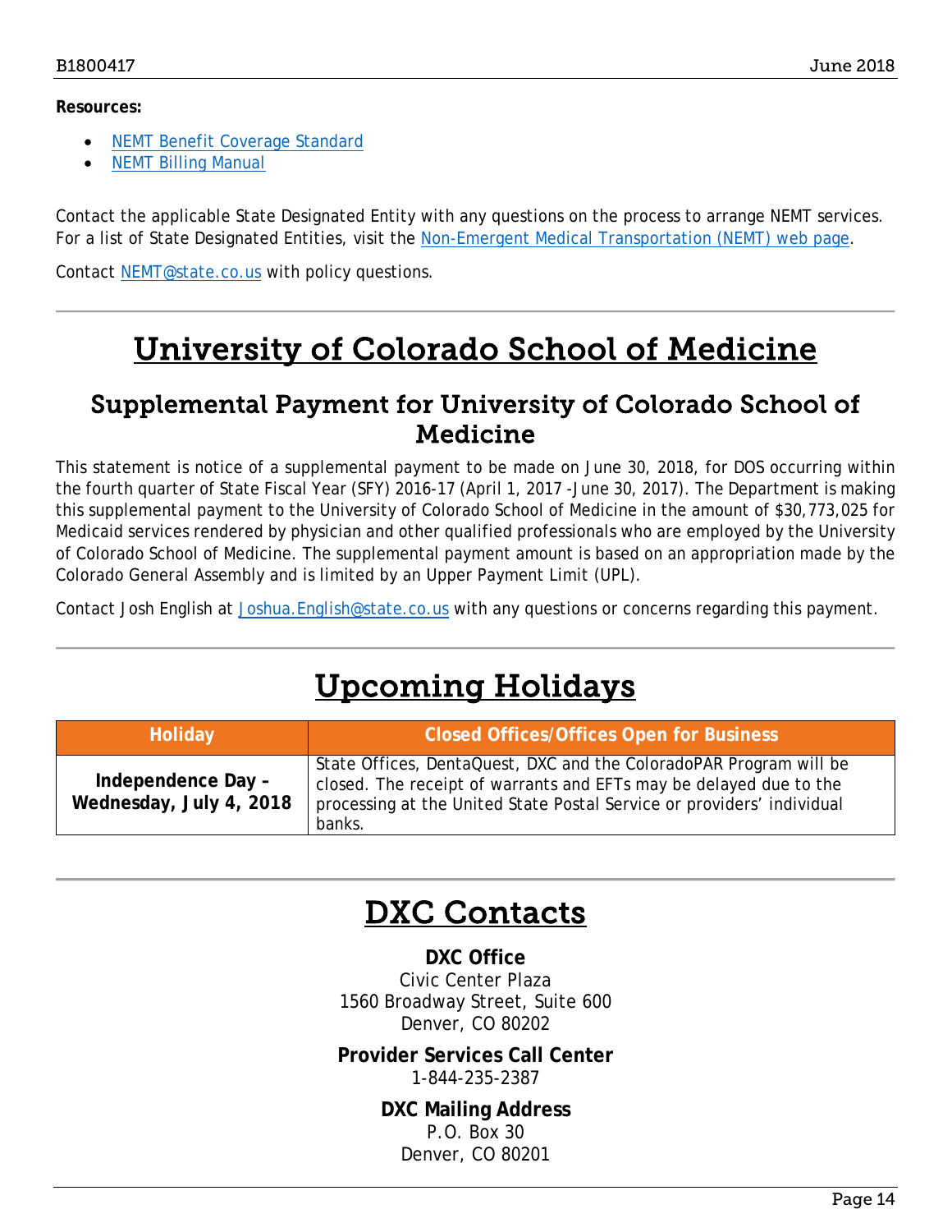**Resources:**

- NEMT Benefit Coverage Standard
- NEMT Billing Manual

Contact the applicable State Designated Entity with any questions on the process to arrange NEMT services. For a list of State Designated Entities, visit the Non-Emergent Medical Transportation (NEMT) web page.

Contact NEMT@state.co.us with policy questions.

# University of Colorado School of Medicine

## Supplemental Payment for University of Colorado School of Medicine

This statement is notice of a supplemental payment to be made on June 30, 2018, for DOS occurring within the fourth quarter of State Fiscal Year (SFY) 2016-17 (April 1, 2017 -June 30, 2017). The Department is making this supplemental payment to the University of Colorado School of Medicine in the amount of $30,773,025 for Medicaid services rendered by physician and other qualified professionals who are employed by the University of Colorado School of Medicine. The supplemental payment amount is based on an appropriation made by the Colorado General Assembly and is limited by an Upper Payment Limit (UPL).

Contact Josh English at Joshua.English@state.co.us with any questions or concerns regarding this payment.

# Upcoming Holidays

| Holiday | Closed Offices/Offices Open for Business |
|---|---|
| **Independence Day – Wednesday, July 4, 2018** | State Offices, DentaQuest, DXC and the ColoradoPAR Program will be closed. The receipt of warrants and EFTs may be delayed due to the processing at the United State Postal Service or providers' individual banks. |

# DXC Contacts

**DXC Office**
Civic Center Plaza
1560 Broadway Street, Suite 600
Denver, CO 80202

**Provider Services Call Center**
1-844-235-2387

**DXC Mailing Address**
P.O. Box 30
Denver, CO 80201